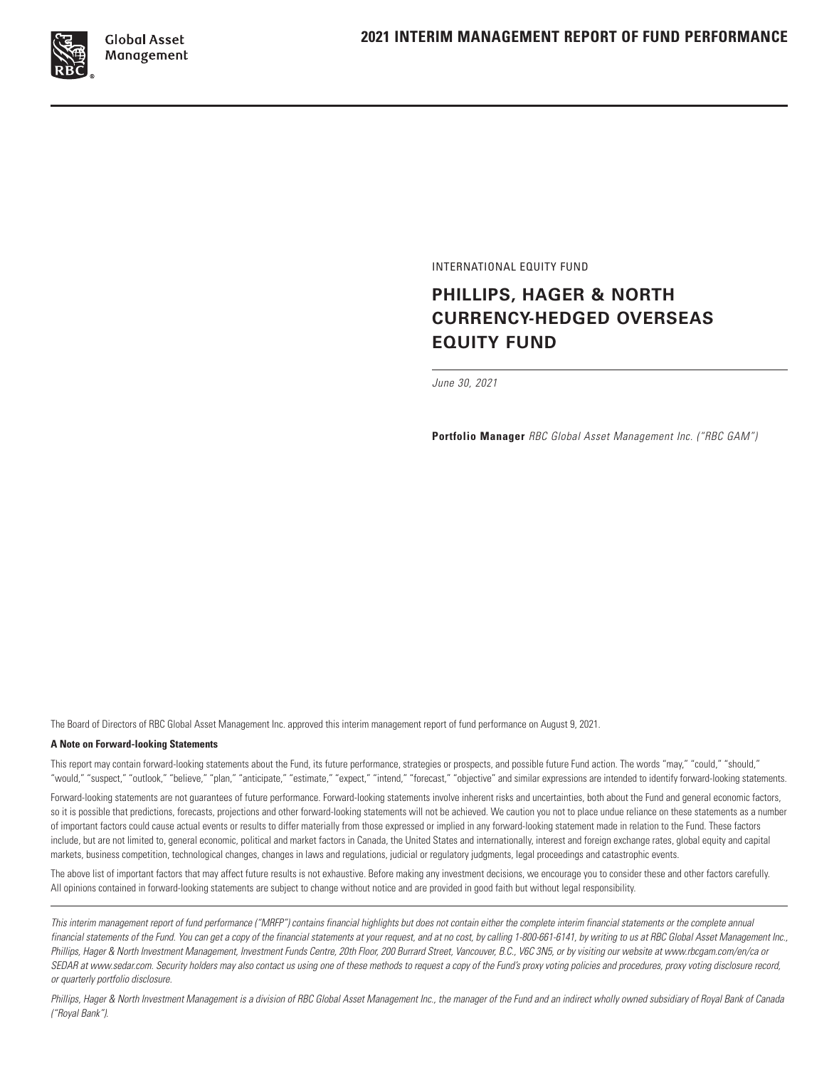# 2021 INTERIM MANAGEMENT REPORT OF FUND PERFORMANCE

INTERNATIONAL EQUITY FUND

## PHILLIPS, HAGER & NORTH CURRENCY-HEDGED OVERSEAS EQUITY FUND

*June 30, 2021*

**Portfolio Manager** *RBC Global Asset Management Inc. ("RBC GAM")*

The Board of Directors of RBC Global Asset Management Inc. approved this interim management report of fund performance on August 9, 2021.

**A Note on Forward-looking Statements**

This report may contain forward-looking statements about the Fund, its future performance, strategies or prospects, and possible future Fund action. The words "may," "could," "should," "would," "suspect," "outlook," "believe," "plan," "anticipate," "estimate," "expect," "intend," "forecast," "objective" and similar expressions are intended to identify forward-looking statements.

Forward-looking statements are not guarantees of future performance. Forward-looking statements involve inherent risks and uncertainties, both about the Fund and general economic factors, so it is possible that predictions, forecasts, projections and other forward-looking statements will not be achieved. We caution you not to place undue reliance on these statements as a number of important factors could cause actual events or results to differ materially from those expressed or implied in any forward-looking statement made in relation to the Fund. These factors include, but are not limited to, general economic, political and market factors in Canada, the United States and internationally, interest and foreign exchange rates, global equity and capital markets, business competition, technological changes, changes in laws and regulations, judicial or regulatory judgments, legal proceedings and catastrophic events.

The above list of important factors that may affect future results is not exhaustive. Before making any investment decisions, we encourage you to consider these and other factors carefully. All opinions contained in forward-looking statements are subject to change without notice and are provided in good faith but without legal responsibility.

*This interim management report of fund performance ("MRFP") contains financial highlights but does not contain either the complete interim financial statements or the complete annual financial statements of the Fund. You can get a copy of the financial statements at your request, and at no cost, by calling 1-800-661-6141, by writing to us at RBC Global Asset Management Inc., Phillips, Hager & North Investment Management, Investment Funds Centre, 20th Floor, 200 Burrard Street, Vancouver, B.C., V6C 3N5, or by visiting our website at www.rbcgam.com/en/ca or SEDAR at www.sedar.com. Security holders may also contact us using one of these methods to request a copy of the Fund's proxy voting policies and procedures, proxy voting disclosure record, or quarterly portfolio disclosure.*

*Phillips, Hager & North Investment Management is a division of RBC Global Asset Management Inc., the manager of the Fund and an indirect wholly owned subsidiary of Royal Bank of Canada ("Royal Bank").*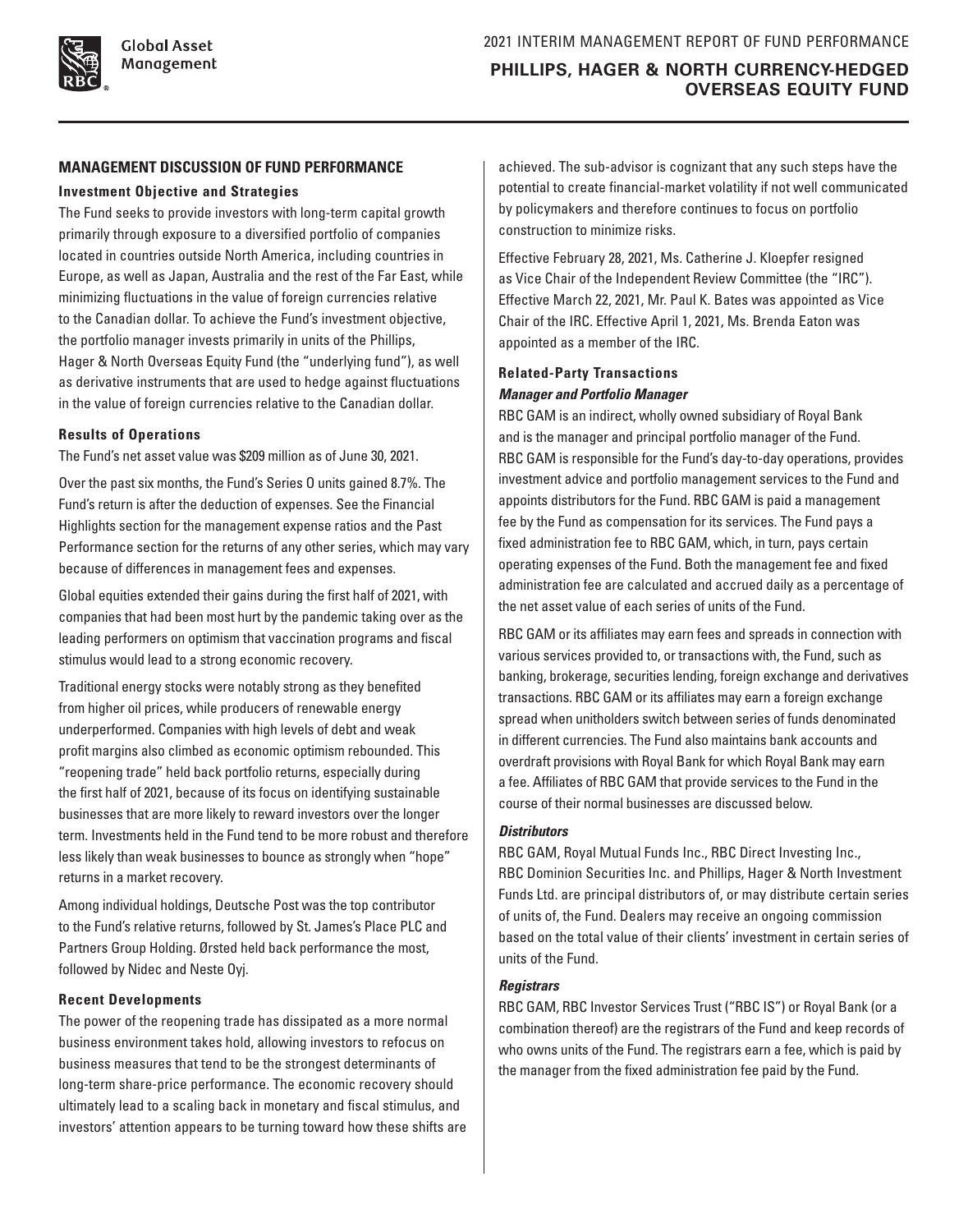## MANAGEMENT DISCUSSION OF FUND PERFORMANCE

### Investment Objective and Strategies

The Fund seeks to provide investors with long-term capital growth primarily through exposure to a diversified portfolio of companies located in countries outside North America, including countries in Europe, as well as Japan, Australia and the rest of the Far East, while minimizing fluctuations in the value of foreign currencies relative to the Canadian dollar. To achieve the Fund's investment objective, the portfolio manager invests primarily in units of the Phillips, Hager & North Overseas Equity Fund (the "underlying fund"), as well as derivative instruments that are used to hedge against fluctuations in the value of foreign currencies relative to the Canadian dollar.

### Results of Operations

The Fund's net asset value was $209 million as of June 30, 2021.

Over the past six months, the Fund's Series O units gained 8.7%. The Fund's return is after the deduction of expenses. See the Financial Highlights section for the management expense ratios and the Past Performance section for the returns of any other series, which may vary because of differences in management fees and expenses.

Global equities extended their gains during the first half of 2021, with companies that had been most hurt by the pandemic taking over as the leading performers on optimism that vaccination programs and fiscal stimulus would lead to a strong economic recovery.

Traditional energy stocks were notably strong as they benefited from higher oil prices, while producers of renewable energy underperformed. Companies with high levels of debt and weak profit margins also climbed as economic optimism rebounded. This "reopening trade" held back portfolio returns, especially during the first half of 2021, because of its focus on identifying sustainable businesses that are more likely to reward investors over the longer term. Investments held in the Fund tend to be more robust and therefore less likely than weak businesses to bounce as strongly when "hope" returns in a market recovery.

Among individual holdings, Deutsche Post was the top contributor to the Fund's relative returns, followed by St. James's Place PLC and Partners Group Holding. Ørsted held back performance the most, followed by Nidec and Neste Oyj.

### Recent Developments

The power of the reopening trade has dissipated as a more normal business environment takes hold, allowing investors to refocus on business measures that tend to be the strongest determinants of long-term share-price performance. The economic recovery should ultimately lead to a scaling back in monetary and fiscal stimulus, and investors' attention appears to be turning toward how these shifts are achieved. The sub-advisor is cognizant that any such steps have the potential to create financial-market volatility if not well communicated by policymakers and therefore continues to focus on portfolio construction to minimize risks.

Effective February 28, 2021, Ms. Catherine J. Kloepfer resigned as Vice Chair of the Independent Review Committee (the "IRC"). Effective March 22, 2021, Mr. Paul K. Bates was appointed as Vice Chair of the IRC. Effective April 1, 2021, Ms. Brenda Eaton was appointed as a member of the IRC.

### Related-Party Transactions

#### *Manager and Portfolio Manager*

RBC GAM is an indirect, wholly owned subsidiary of Royal Bank and is the manager and principal portfolio manager of the Fund. RBC GAM is responsible for the Fund's day-to-day operations, provides investment advice and portfolio management services to the Fund and appoints distributors for the Fund. RBC GAM is paid a management fee by the Fund as compensation for its services. The Fund pays a fixed administration fee to RBC GAM, which, in turn, pays certain operating expenses of the Fund. Both the management fee and fixed administration fee are calculated and accrued daily as a percentage of the net asset value of each series of units of the Fund.

RBC GAM or its affiliates may earn fees and spreads in connection with various services provided to, or transactions with, the Fund, such as banking, brokerage, securities lending, foreign exchange and derivatives transactions. RBC GAM or its affiliates may earn a foreign exchange spread when unitholders switch between series of funds denominated in different currencies. The Fund also maintains bank accounts and overdraft provisions with Royal Bank for which Royal Bank may earn a fee. Affiliates of RBC GAM that provide services to the Fund in the course of their normal businesses are discussed below.

#### *Distributors*

RBC GAM, Royal Mutual Funds Inc., RBC Direct Investing Inc., RBC Dominion Securities Inc. and Phillips, Hager & North Investment Funds Ltd. are principal distributors of, or may distribute certain series of units of, the Fund. Dealers may receive an ongoing commission based on the total value of their clients' investment in certain series of units of the Fund.

#### *Registrars*

RBC GAM, RBC Investor Services Trust ("RBC IS") or Royal Bank (or a combination thereof) are the registrars of the Fund and keep records of who owns units of the Fund. The registrars earn a fee, which is paid by the manager from the fixed administration fee paid by the Fund.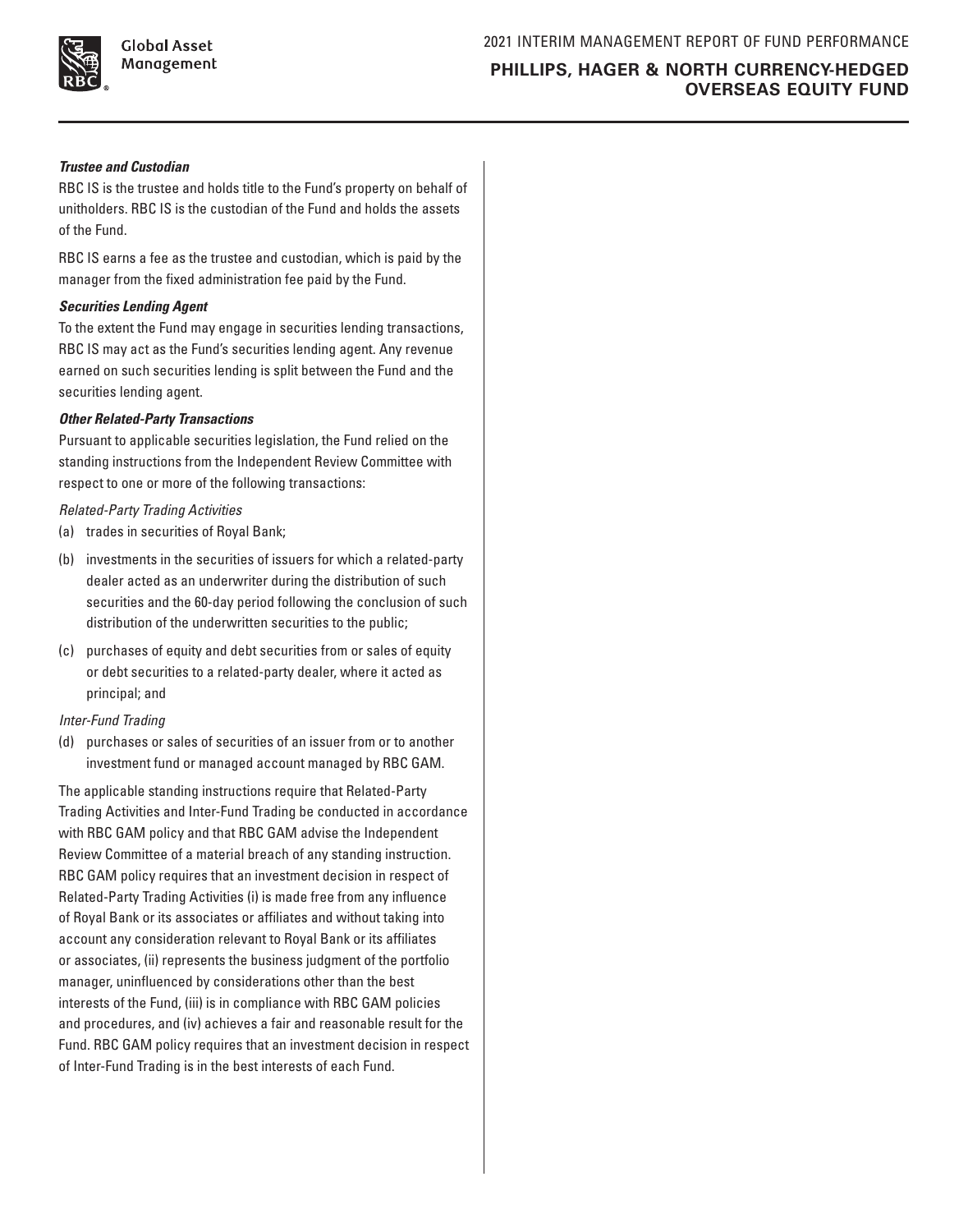### *Trustee and Custodian*

RBC IS is the trustee and holds title to the Fund's property on behalf of unitholders. RBC IS is the custodian of the Fund and holds the assets of the Fund.

RBC IS earns a fee as the trustee and custodian, which is paid by the manager from the fixed administration fee paid by the Fund.

### *Securities Lending Agent*

To the extent the Fund may engage in securities lending transactions, RBC IS may act as the Fund's securities lending agent. Any revenue earned on such securities lending is split between the Fund and the securities lending agent.

### *Other Related-Party Transactions*

Pursuant to applicable securities legislation, the Fund relied on the standing instructions from the Independent Review Committee with respect to one or more of the following transactions:

*Related-Party Trading Activities*

(a) trades in securities of Royal Bank;

(b) investments in the securities of issuers for which a related-party dealer acted as an underwriter during the distribution of such securities and the 60-day period following the conclusion of such distribution of the underwritten securities to the public;

(c) purchases of equity and debt securities from or sales of equity or debt securities to a related-party dealer, where it acted as principal; and

*Inter-Fund Trading*

(d) purchases or sales of securities of an issuer from or to another investment fund or managed account managed by RBC GAM.

The applicable standing instructions require that Related-Party Trading Activities and Inter-Fund Trading be conducted in accordance with RBC GAM policy and that RBC GAM advise the Independent Review Committee of a material breach of any standing instruction. RBC GAM policy requires that an investment decision in respect of Related-Party Trading Activities (i) is made free from any influence of Royal Bank or its associates or affiliates and without taking into account any consideration relevant to Royal Bank or its affiliates or associates, (ii) represents the business judgment of the portfolio manager, uninfluenced by considerations other than the best interests of the Fund, (iii) is in compliance with RBC GAM policies and procedures, and (iv) achieves a fair and reasonable result for the Fund. RBC GAM policy requires that an investment decision in respect of Inter-Fund Trading is in the best interests of each Fund.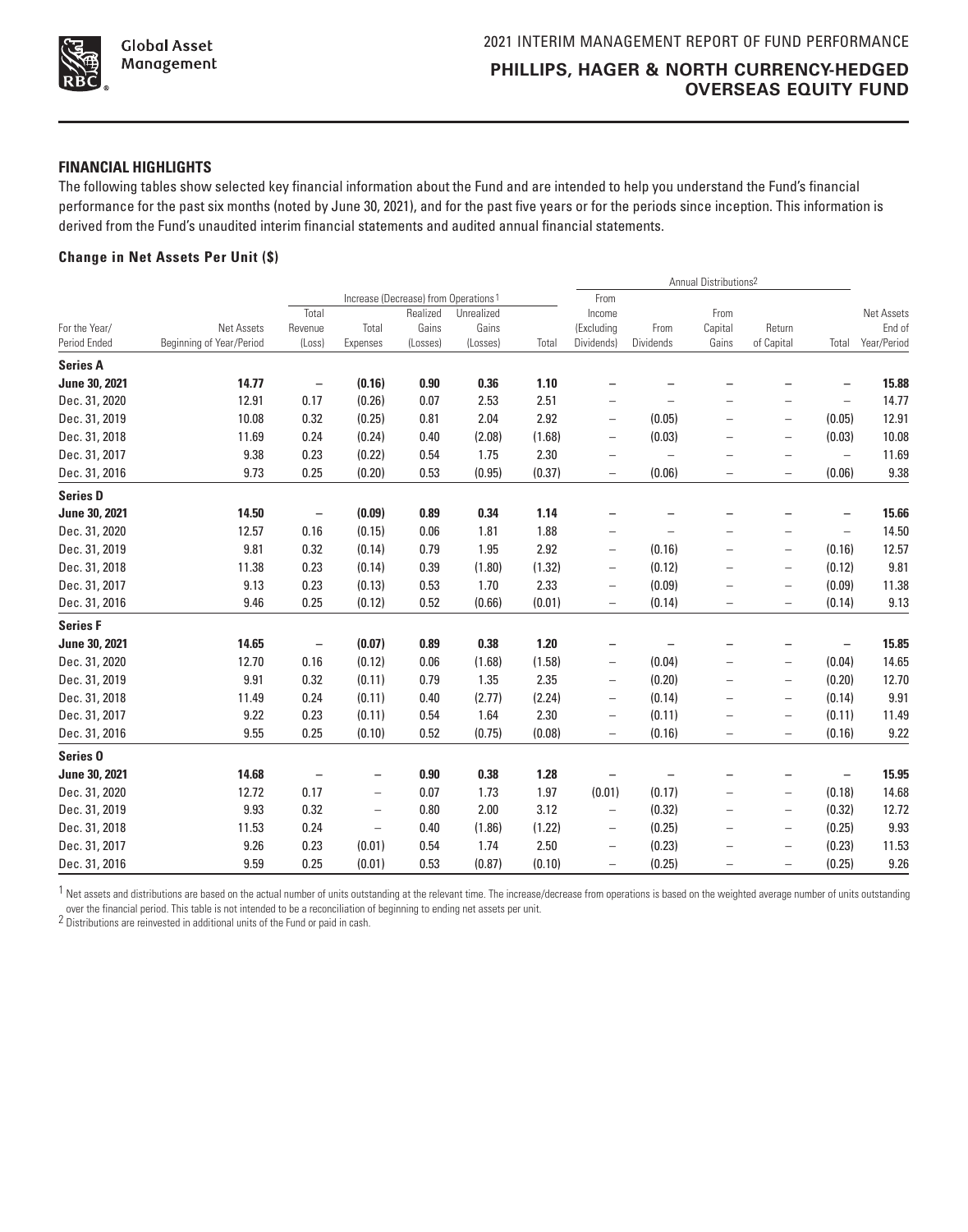## FINANCIAL HIGHLIGHTS

The following tables show selected key financial information about the Fund and are intended to help you understand the Fund's financial performance for the past six months (noted by June 30, 2021), and for the past five years or for the periods since inception. This information is derived from the Fund's unaudited interim financial statements and audited annual financial statements.

### Change in Net Assets Per Unit ($)

| | | Increase (Decrease) from Operations[1] | | | | | Annual Distributions[2] | | | | | |
|---|---|---|---|---|---|---|---|---|---|---|---|---|
| For the Year/ Period Ended | Net Assets Beginning of Year/Period | Total Revenue (Loss) | Total Expenses | Realized Gains (Losses) | Unrealized Gains (Losses) | Total | From Income (Excluding Dividends) | From Dividends | From Capital Gains | Return of Capital | Total | Net Assets End of Year/Period |
| **Series A** | | | | | | | | | | | | |
| **June 30, 2021** | **14.77** | **–** | **(0.16)** | **0.90** | **0.36** | **1.10** | **–** | **–** | **–** | **–** | **–** | **15.88** |
| Dec. 31, 2020 | 12.91 | 0.17 | (0.26) | 0.07 | 2.53 | 2.51 | – | – | – | – | – | 14.77 |
| Dec. 31, 2019 | 10.08 | 0.32 | (0.25) | 0.81 | 2.04 | 2.92 | – | (0.05) | – | – | (0.05) | 12.91 |
| Dec. 31, 2018 | 11.69 | 0.24 | (0.24) | 0.40 | (2.08) | (1.68) | – | (0.03) | – | – | (0.03) | 10.08 |
| Dec. 31, 2017 | 9.38 | 0.23 | (0.22) | 0.54 | 1.75 | 2.30 | – | – | – | – | – | 11.69 |
| Dec. 31, 2016 | 9.73 | 0.25 | (0.20) | 0.53 | (0.95) | (0.37) | – | (0.06) | – | – | (0.06) | 9.38 |
| **Series D** | | | | | | | | | | | | |
| **June 30, 2021** | **14.50** | **–** | **(0.09)** | **0.89** | **0.34** | **1.14** | **–** | **–** | **–** | **–** | **–** | **15.66** |
| Dec. 31, 2020 | 12.57 | 0.16 | (0.15) | 0.06 | 1.81 | 1.88 | – | – | – | – | – | 14.50 |
| Dec. 31, 2019 | 9.81 | 0.32 | (0.14) | 0.79 | 1.95 | 2.92 | – | (0.16) | – | – | (0.16) | 12.57 |
| Dec. 31, 2018 | 11.38 | 0.23 | (0.14) | 0.39 | (1.80) | (1.32) | – | (0.12) | – | – | (0.12) | 9.81 |
| Dec. 31, 2017 | 9.13 | 0.23 | (0.13) | 0.53 | 1.70 | 2.33 | – | (0.09) | – | – | (0.09) | 11.38 |
| Dec. 31, 2016 | 9.46 | 0.25 | (0.12) | 0.52 | (0.66) | (0.01) | – | (0.14) | – | – | (0.14) | 9.13 |
| **Series F** | | | | | | | | | | | | |
| **June 30, 2021** | **14.65** | **–** | **(0.07)** | **0.89** | **0.38** | **1.20** | **–** | **–** | **–** | **–** | **–** | **15.85** |
| Dec. 31, 2020 | 12.70 | 0.16 | (0.12) | 0.06 | (1.68) | (1.58) | – | (0.04) | – | – | (0.04) | 14.65 |
| Dec. 31, 2019 | 9.91 | 0.32 | (0.11) | 0.79 | 1.35 | 2.35 | – | (0.20) | – | – | (0.20) | 12.70 |
| Dec. 31, 2018 | 11.49 | 0.24 | (0.11) | 0.40 | (2.77) | (2.24) | – | (0.14) | – | – | (0.14) | 9.91 |
| Dec. 31, 2017 | 9.22 | 0.23 | (0.11) | 0.54 | 1.64 | 2.30 | – | (0.11) | – | – | (0.11) | 11.49 |
| Dec. 31, 2016 | 9.55 | 0.25 | (0.10) | 0.52 | (0.75) | (0.08) | – | (0.16) | – | – | (0.16) | 9.22 |
| **Series O** | | | | | | | | | | | | |
| **June 30, 2021** | **14.68** | **–** | **–** | **0.90** | **0.38** | **1.28** | **–** | **–** | **–** | **–** | **–** | **15.95** |
| Dec. 31, 2020 | 12.72 | 0.17 | – | 0.07 | 1.73 | 1.97 | (0.01) | (0.17) | – | – | (0.18) | 14.68 |
| Dec. 31, 2019 | 9.93 | 0.32 | – | 0.80 | 2.00 | 3.12 | – | (0.32) | – | – | (0.32) | 12.72 |
| Dec. 31, 2018 | 11.53 | 0.24 | – | 0.40 | (1.86) | (1.22) | – | (0.25) | – | – | (0.25) | 9.93 |
| Dec. 31, 2017 | 9.26 | 0.23 | (0.01) | 0.54 | 1.74 | 2.50 | – | (0.23) | – | – | (0.23) | 11.53 |
| Dec. 31, 2016 | 9.59 | 0.25 | (0.01) | 0.53 | (0.87) | (0.10) | – | (0.25) | – | – | (0.25) | 9.26 |

[1] Net assets and distributions are based on the actual number of units outstanding at the relevant time. The increase/decrease from operations is based on the weighted average number of units outstanding over the financial period. This table is not intended to be a reconciliation of beginning to ending net assets per unit.

[2] Distributions are reinvested in additional units of the Fund or paid in cash.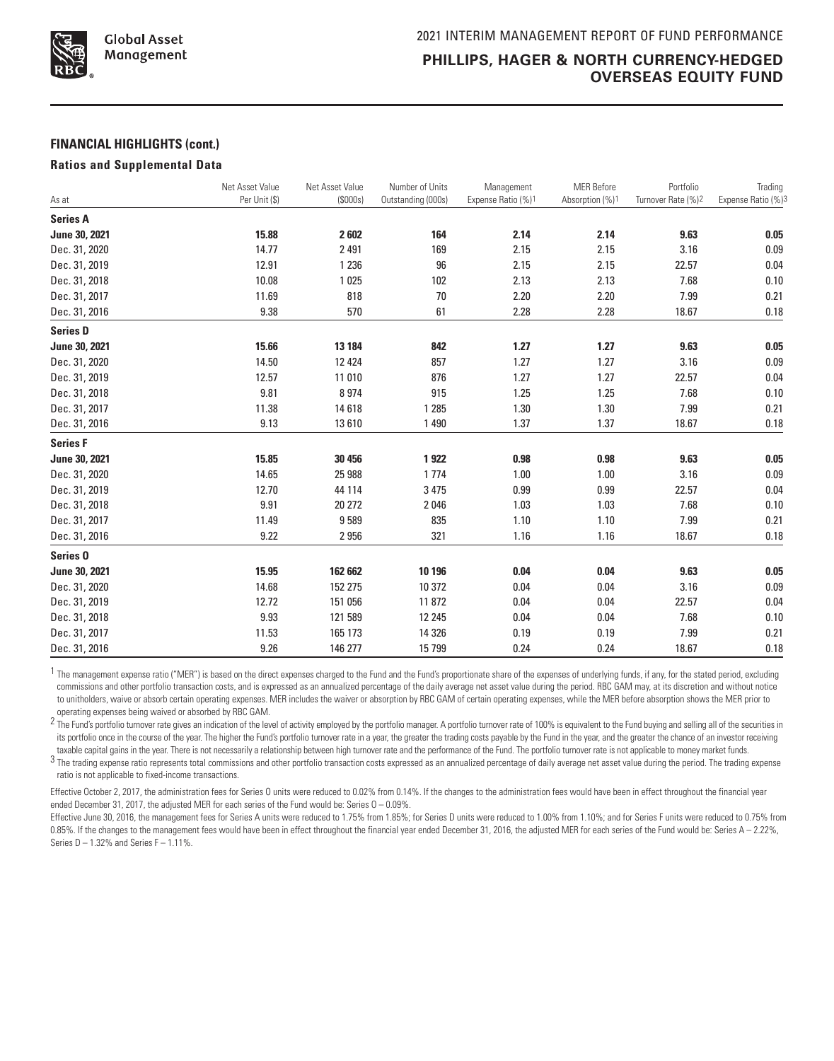## FINANCIAL HIGHLIGHTS (cont.)

### Ratios and Supplemental Data

| As at | Net Asset Value Per Unit ($) | Net Asset Value ($000s) | Number of Units Outstanding (000s) | Management Expense Ratio (%)[1] | MER Before Absorption (%)[1] | Portfolio Turnover Rate (%)[2] | Trading Expense Ratio (%)[3] |
|---|---|---|---|---|---|---|---|
| **Series A** | | | | | | | |
| **June 30, 2021** | **15.88** | **2 602** | **164** | **2.14** | **2.14** | **9.63** | **0.05** |
| Dec. 31, 2020 | 14.77 | 2 491 | 169 | 2.15 | 2.15 | 3.16 | 0.09 |
| Dec. 31, 2019 | 12.91 | 1 236 | 96 | 2.15 | 2.15 | 22.57 | 0.04 |
| Dec. 31, 2018 | 10.08 | 1 025 | 102 | 2.13 | 2.13 | 7.68 | 0.10 |
| Dec. 31, 2017 | 11.69 | 818 | 70 | 2.20 | 2.20 | 7.99 | 0.21 |
| Dec. 31, 2016 | 9.38 | 570 | 61 | 2.28 | 2.28 | 18.67 | 0.18 |
| **Series D** | | | | | | | |
| **June 30, 2021** | **15.66** | **13 184** | **842** | **1.27** | **1.27** | **9.63** | **0.05** |
| Dec. 31, 2020 | 14.50 | 12 424 | 857 | 1.27 | 1.27 | 3.16 | 0.09 |
| Dec. 31, 2019 | 12.57 | 11 010 | 876 | 1.27 | 1.27 | 22.57 | 0.04 |
| Dec. 31, 2018 | 9.81 | 8 974 | 915 | 1.25 | 1.25 | 7.68 | 0.10 |
| Dec. 31, 2017 | 11.38 | 14 618 | 1 285 | 1.30 | 1.30 | 7.99 | 0.21 |
| Dec. 31, 2016 | 9.13 | 13 610 | 1 490 | 1.37 | 1.37 | 18.67 | 0.18 |
| **Series F** | | | | | | | |
| **June 30, 2021** | **15.85** | **30 456** | **1 922** | **0.98** | **0.98** | **9.63** | **0.05** |
| Dec. 31, 2020 | 14.65 | 25 988 | 1 774 | 1.00 | 1.00 | 3.16 | 0.09 |
| Dec. 31, 2019 | 12.70 | 44 114 | 3 475 | 0.99 | 0.99 | 22.57 | 0.04 |
| Dec. 31, 2018 | 9.91 | 20 272 | 2 046 | 1.03 | 1.03 | 7.68 | 0.10 |
| Dec. 31, 2017 | 11.49 | 9 589 | 835 | 1.10 | 1.10 | 7.99 | 0.21 |
| Dec. 31, 2016 | 9.22 | 2 956 | 321 | 1.16 | 1.16 | 18.67 | 0.18 |
| **Series O** | | | | | | | |
| **June 30, 2021** | **15.95** | **162 662** | **10 196** | **0.04** | **0.04** | **9.63** | **0.05** |
| Dec. 31, 2020 | 14.68 | 152 275 | 10 372 | 0.04 | 0.04 | 3.16 | 0.09 |
| Dec. 31, 2019 | 12.72 | 151 056 | 11 872 | 0.04 | 0.04 | 22.57 | 0.04 |
| Dec. 31, 2018 | 9.93 | 121 589 | 12 245 | 0.04 | 0.04 | 7.68 | 0.10 |
| Dec. 31, 2017 | 11.53 | 165 173 | 14 326 | 0.19 | 0.19 | 7.99 | 0.21 |
| Dec. 31, 2016 | 9.26 | 146 277 | 15 799 | 0.24 | 0.24 | 18.67 | 0.18 |

[1] The management expense ratio ("MER") is based on the direct expenses charged to the Fund and the Fund's proportionate share of the expenses of underlying funds, if any, for the stated period, excluding commissions and other portfolio transaction costs, and is expressed as an annualized percentage of the daily average net asset value during the period. RBC GAM may, at its discretion and without notice to unitholders, waive or absorb certain operating expenses. MER includes the waiver or absorption by RBC GAM of certain operating expenses, while the MER before absorption shows the MER prior to operating expenses being waived or absorbed by RBC GAM.

[2] The Fund's portfolio turnover rate gives an indication of the level of activity employed by the portfolio manager. A portfolio turnover rate of 100% is equivalent to the Fund buying and selling all of the securities in its portfolio once in the course of the year. The higher the Fund's portfolio turnover rate in a year, the greater the trading costs payable by the Fund in the year, and the greater the chance of an investor receiving taxable capital gains in the year. There is not necessarily a relationship between high turnover rate and the performance of the Fund. The portfolio turnover rate is not applicable to money market funds.

[3] The trading expense ratio represents total commissions and other portfolio transaction costs expressed as an annualized percentage of daily average net asset value during the period. The trading expense ratio is not applicable to fixed-income transactions.

Effective October 2, 2017, the administration fees for Series O units were reduced to 0.02% from 0.14%. If the changes to the administration fees would have been in effect throughout the financial year ended December 31, 2017, the adjusted MER for each series of the Fund would be: Series O – 0.09%.

Effective June 30, 2016, the management fees for Series A units were reduced to 1.75% from 1.85%; for Series D units were reduced to 1.00% from 1.10%; and for Series F units were reduced to 0.75% from 0.85%. If the changes to the management fees would have been in effect throughout the financial year ended December 31, 2016, the adjusted MER for each series of the Fund would be: Series A – 2.22%, Series D – 1.32% and Series F – 1.11%.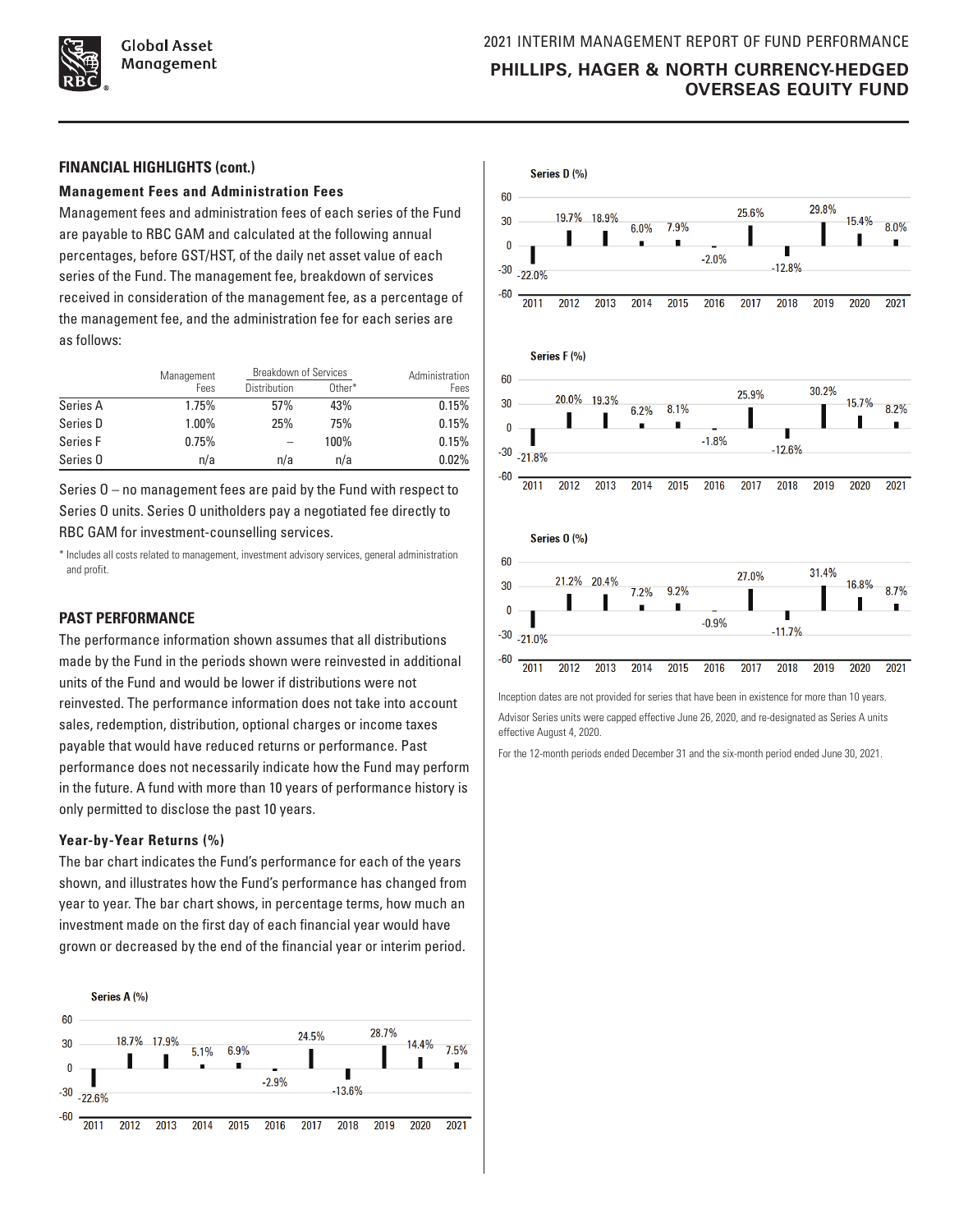## FINANCIAL HIGHLIGHTS (cont.)

### Management Fees and Administration Fees

Management fees and administration fees of each series of the Fund are payable to RBC GAM and calculated at the following annual percentages, before GST/HST, of the daily net asset value of each series of the Fund. The management fee, breakdown of services received in consideration of the management fee, as a percentage of the management fee, and the administration fee for each series are as follows:

| | Management Fees | Breakdown of Services | | Administration Fees |
|---|---|---|---|---|
| | | Distribution | Other* | |
| Series A | 1.75% | 57% | 43% | 0.15% |
| Series D | 1.00% | 25% | 75% | 0.15% |
| Series F | 0.75% | – | 100% | 0.15% |
| Series O | n/a | n/a | n/a | 0.02% |

Series O – no management fees are paid by the Fund with respect to Series O units. Series O unitholders pay a negotiated fee directly to RBC GAM for investment-counselling services.

* Includes all costs related to management, investment advisory services, general administration and profit.

## PAST PERFORMANCE

The performance information shown assumes that all distributions made by the Fund in the periods shown were reinvested in additional units of the Fund and would be lower if distributions were not reinvested. The performance information does not take into account sales, redemption, distribution, optional charges or income taxes payable that would have reduced returns or performance. Past performance does not necessarily indicate how the Fund may perform in the future. A fund with more than 10 years of performance history is only permitted to disclose the past 10 years.

### Year-by-Year Returns (%)

The bar chart indicates the Fund's performance for each of the years shown, and illustrates how the Fund's performance has changed from year to year. The bar chart shows, in percentage terms, how much an investment made on the first day of each financial year would have grown or decreased by the end of the financial year or interim period.

**Series A (%)**

| 2011 | 2012 | 2013 | 2014 | 2015 | 2016 | 2017 | 2018 | 2019 | 2020 | 2021 |
|---|---|---|---|---|---|---|---|---|---|---|
| -22.6% | 18.7% | 17.9% | 5.1% | 6.9% | -2.9% | 24.5% | -13.6% | 28.7% | 14.4% | 7.5% |

**Series D (%)**

| 2011 | 2012 | 2013 | 2014 | 2015 | 2016 | 2017 | 2018 | 2019 | 2020 | 2021 |
|---|---|---|---|---|---|---|---|---|---|---|
| -22.0% | 19.7% | 18.9% | 6.0% | 7.9% | -2.0% | 25.6% | -12.8% | 29.8% | 15.4% | 8.0% |

**Series F (%)**

| 2011 | 2012 | 2013 | 2014 | 2015 | 2016 | 2017 | 2018 | 2019 | 2020 | 2021 |
|---|---|---|---|---|---|---|---|---|---|---|
| -21.8% | 20.0% | 19.3% | 6.2% | 8.1% | -1.8% | 25.9% | -12.6% | 30.2% | 15.7% | 8.2% |

**Series O (%)**

| 2011 | 2012 | 2013 | 2014 | 2015 | 2016 | 2017 | 2018 | 2019 | 2020 | 2021 |
|---|---|---|---|---|---|---|---|---|---|---|
| -21.0% | 21.2% | 20.4% | 7.2% | 9.2% | -0.9% | 27.0% | -11.7% | 31.4% | 16.8% | 8.7% |

Inception dates are not provided for series that have been in existence for more than 10 years.

Advisor Series units were capped effective June 26, 2020, and re-designated as Series A units effective August 4, 2020.

For the 12-month periods ended December 31 and the six-month period ended June 30, 2021.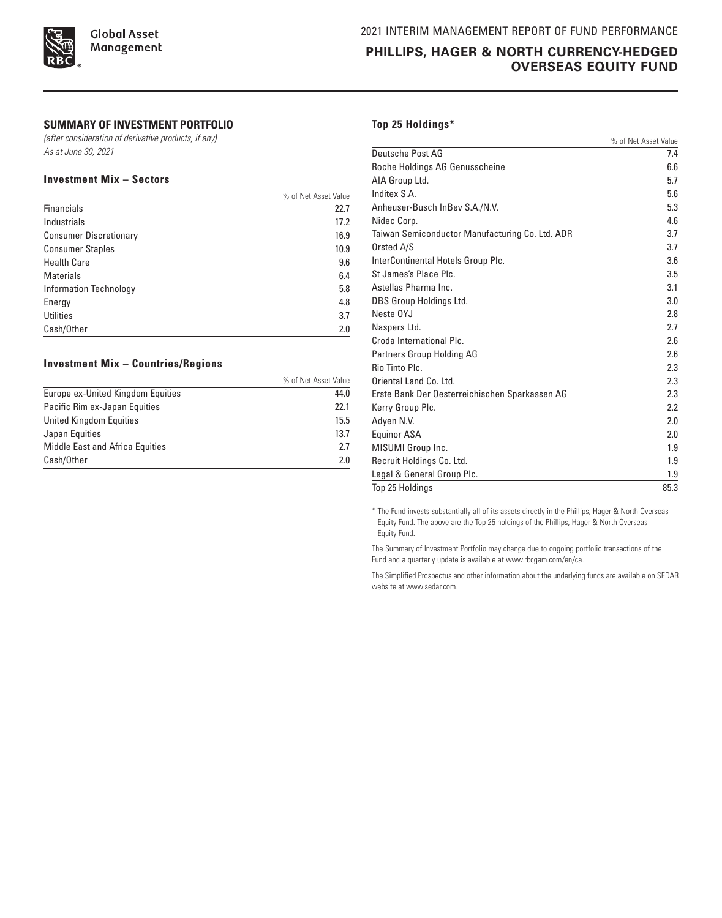## SUMMARY OF INVESTMENT PORTFOLIO

*(after consideration of derivative products, if any)*
*As at June 30, 2021*

### Investment Mix – Sectors

| | % of Net Asset Value |
|---|---|
| Financials | 22.7 |
| Industrials | 17.2 |
| Consumer Discretionary | 16.9 |
| Consumer Staples | 10.9 |
| Health Care | 9.6 |
| Materials | 6.4 |
| Information Technology | 5.8 |
| Energy | 4.8 |
| Utilities | 3.7 |
| Cash/Other | 2.0 |

### Investment Mix – Countries/Regions

| | % of Net Asset Value |
|---|---|
| Europe ex-United Kingdom Equities | 44.0 |
| Pacific Rim ex-Japan Equities | 22.1 |
| United Kingdom Equities | 15.5 |
| Japan Equities | 13.7 |
| Middle East and Africa Equities | 2.7 |
| Cash/Other | 2.0 |

### Top 25 Holdings*

| | % of Net Asset Value |
|---|---|
| Deutsche Post AG | 7.4 |
| Roche Holdings AG Genusscheine | 6.6 |
| AIA Group Ltd. | 5.7 |
| Inditex S.A. | 5.6 |
| Anheuser-Busch InBev S.A./N.V. | 5.3 |
| Nidec Corp. | 4.6 |
| Taiwan Semiconductor Manufacturing Co. Ltd. ADR | 3.7 |
| Orsted A/S | 3.7 |
| InterContinental Hotels Group Plc. | 3.6 |
| St James's Place Plc. | 3.5 |
| Astellas Pharma Inc. | 3.1 |
| DBS Group Holdings Ltd. | 3.0 |
| Neste OYJ | 2.8 |
| Naspers Ltd. | 2.7 |
| Croda International Plc. | 2.6 |
| Partners Group Holding AG | 2.6 |
| Rio Tinto Plc. | 2.3 |
| Oriental Land Co. Ltd. | 2.3 |
| Erste Bank Der Oesterreichischen Sparkassen AG | 2.3 |
| Kerry Group Plc. | 2.2 |
| Adyen N.V. | 2.0 |
| Equinor ASA | 2.0 |
| MISUMI Group Inc. | 1.9 |
| Recruit Holdings Co. Ltd. | 1.9 |
| Legal & General Group Plc. | 1.9 |
| Top 25 Holdings | 85.3 |

* The Fund invests substantially all of its assets directly in the Phillips, Hager & North Overseas Equity Fund. The above are the Top 25 holdings of the Phillips, Hager & North Overseas Equity Fund.

The Summary of Investment Portfolio may change due to ongoing portfolio transactions of the Fund and a quarterly update is available at www.rbcgam.com/en/ca.

The Simplified Prospectus and other information about the underlying funds are available on SEDAR website at www.sedar.com.